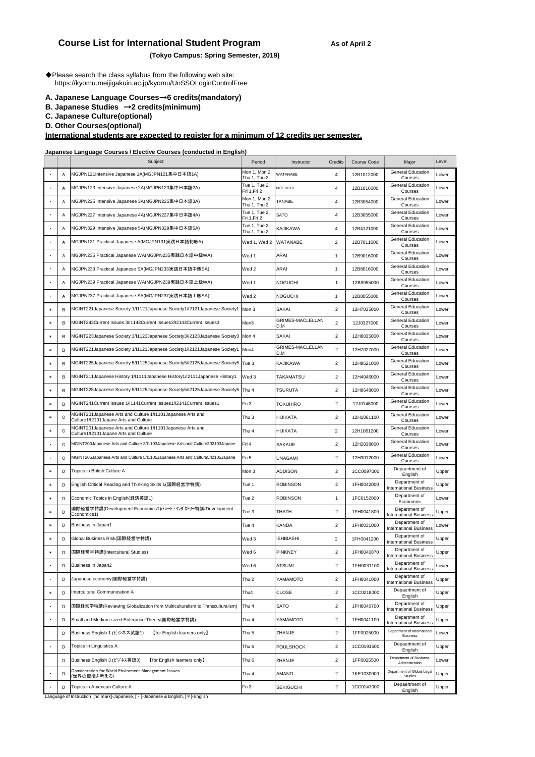# Course List for International Student Program

As of April 2

**(Tokyo Campus: Spring Semester, 2019)**

◆Please search the class syllabus from the following web site:
https://kyomu.meijigakuin.ac.jp/kyomu/UnSSOLoginControlFree

**A. Japanese Language Courses→6 credits(mandatory)**
**B. Japanese Studies →2 credits(minimum)**
**C. Japanese Culture(optional)**
**D. Other Courses(optional)**
**International students are expected to register for a minimum of 12 credits per semester.**

**Japanese Language Courses / Elective Courses (conducted in English)**

| | | Subject | Period | Instructor | Credits | Course Code | Major | Level |
|---|---|---|---|---|---|---|---|---|
| ・ | A | MGJPN121Intensive Japanese 1A(MGJPN121集中日本語1A) | Mon 1, Mon 2, Thu 1, Thu 2 | WATANABE | 4 | 12B1012000 | General Education Courses | Lower |
| ・ | A | MGJPN123 Intensive Japanese 2A(MGJPN123集中日本語2A) | Tue 1, Tue 2, Fri 1,Fri 2 | NOGUCHI | 4 | 12B1016000 | General Education Courses | Lower |
| ・ | A | MGJPN225 Intensive Japanese 3A(MGJPN225集中日本語3A) | Mon 1, Mon 2, Thu 1, Thu 2 | TANABE | 4 | 12B3054000 | General Education Courses | Lower |
| ・ | A | MGJPN227 Intensive Japanese 4A(MGJPN227集中日本語4A) | Tue 1, Tue 2, Fri 1,Fri 2 | SATO | 4 | 12B3055000 | General Education Courses | Lower |
| ・ | A | MGJPN329 Intensive Japanese 5A(MGJPN329集中日本語5A) | Tue 1, Tue 2, Thu 1, Thu 2 | KAJIKAWA | 4 | 12B4121000 | General Education Courses | Lower |
| ・ | A | MGJPN131 Practical Japanese A(MGJPN131実践日本語初級A) | Wed 1, Wed 2 | WATANABE | 2 | 12B7011000 | General Education Courses | Lower |
| ・ | A | MGJPN235 Practical Japanese WA(MGJPN235実践日本語中級WA) | Wed 1 | ARAI | 1 | 12B9016000 | General Education Courses | Lower |
| ・ | A | MGJPN233 Practical Japanese SA(MGJPN233実践日本語中級SA) | Wed 2 | ARAI | 1 | 12B8016000 | General Education Courses | Lower |
| ・ | A | MGJPN239 Practical Japanese WA(MGJPN239実践日本語上級WA) | Wed 1 | NOGUCHI | 1 | 12B9055000 | General Education Courses | Lower |
| ・ | A | MGJPN237 Practical Japanese SA(MGJPN237実践日本語上級SA) | Wed 2 | NOGUCHI | 1 | 12B8055000 | General Education Courses | Lower |
| ※ | B | MGINT221Japanese Society 1/I1121Japanese Society1/I2121Japanese Society1 | Mon 3 | SAKAI | 2 | 12H7035000 | General Education Courses | Lower |
| ※ | B | MGINT243Current Issues 3/I1143Current Issues3/I2143Current Issues3 | Mon3 | GRIMES-MACLELLAN D.M | 2 | 12J0327000 | General Education Courses | Lower |
| ※ | B | MGINT223Japanese Society 3/I1123Japanese Society3/I2123Japanese Society3 | Mon 4 | SAKAI | 2 | 12H8035000 | General Education Courses | Lower |
| ※ | B | MGINT221Japanese Society 1/I1121Japanese Society1/I2121Japanese Society1 | Mon4 | GRIMES-MACLELLAN D.M | 2 | 12H7027000 | General Education Courses | Lower |
| ※ | B | MGINT225Japanese Society 5/I1125Japanese Society5/I2125Japanese Society5 | Tue 3 | KAJIKAWA | 2 | 12H8621000 | General Education Courses | Lower |
| ※ | B | MGINT211Japanese History 1/I1111Japanese History1/I2111Japanese History1 | Wed 3 | TAKAMATSU | 2 | 12H4046000 | General Education Courses | Lower |
| ※ | B | MGINT225Japanese Society 5/I1125Japanese Society5/I2125Japanese Society5 | Thu 4 | TSURUTA | 2 | 12H8648000 | General Education Courses | Lower |
| ※ | B | MGINT241Current Issues 1/I1141Current Issues1/I2141Current Issues1 | Fri 3 | TOKUHIRO | 2 | 12J0148000 | General Education Courses | Lower |
| ※ | C | MGINT201Japanese Arts and Culture 1/I1101Japanese Arts and Culture1/I2101Japanese Arts and Culture | Thu 3 | HIJIKATA | 2 | 12H1061100 | General Education Courses | Lower |
| ※ | C | MGINT201Japanese Arts and Culture 1/I1101Japanese Arts and Culture1/I2101Japanese Arts and Culture | Thu 4 | HIJIKATA | 2 | 12H1061200 | General Education Courses | Lower |
| ・ | C | MGINT203Japanese Arts and Culture 3/I1103Japanese Arts and Culture3/I2103Japane | Fri 4 | SAKAUE | 2 | 12H2038000 | General Education Courses | Lower |
| ・ | C | MGINT205Japanese Arts and Culture 5/I1105Japanese Arts and Culture5/I2105Japane | Fri 5 | UNAGAMI | 2 | 12H3012000 | General Education Courses | Lower |
| ※ | D | Topics in British Culture A | Mon 3 | ADDISON | 2 | 1CC0097000 | Depaertment of English | Upper |
| ※ | D | English Critical Reading and Thinking Skills 1(国際経営学特講) | Tue 1 | ROBINSON | 2 | 1FH0042000 | Department of International Business | Upper |
| ※ | D | Economic Topics in English(経済英語1) | Tue 2 | ROBINSON | 1 | 1FC0152000 | Department of Economics | Lower |
| ※ | D | 国際経営学特講(Development Economics1)/ﾄﾚｰﾄﾞ･ｲﾝﾀﾞｽﾄﾘｰ特講(Development Economics1) | Tue 3 | THATH | 2 | 1FH0041800 | Department of International Business | Upper |
| ※ | D | Business in Japan1 | Tue 4 | KANDA | 2 | 1FH0031000 | Department of International Business | Lower |
| ※ | D | Global Business Risk(国際経営学特講) | Wed 3 | ISHIBASHI | 2 | 1FH0041200 | Department of International Business | Upper |
| ※ | D | 国際経営学特講(Intercultural Studies) | Wed 6 | PINKNEY | 2 | 1FH0040870 | Department of International Business | Upper |
| ・ | D | Business in Japan2 | Wed 6 | ATSUMI | 2 | 1FH0031100 | Department of International Business | Lower |
| ・ | D | Japanese economy(国際経営学特講) | Thu 2 | YAMAMOTO | 2 | 1FH0041000 | Department of International Business | Upper |
| ※ | D | Intercultural Communication A | Thu4 | CLOSE | 2 | 1CC0218000 | Depaertment of English | Upper |
| ・ | D | 国際経営学特講(Reviewing Globalization from Multiculturalism to Transculturalism) | Thu 4 | SATO | 2 | 1FH0040700 | Department of International Business | Upper |
| ・ | D | Small and Medium-sized Enterprise Theory(国際経営学特講) | Thu 4 | YAMAMOTO | 2 | 1FH0041100 | Department of International Business | Upper |
| | D | Business English 1 (ビジネス英語1)　【for English learners only】 | Thu 5 | ZHANJE | 2 | 1FF0025000 | Department of International Business | Lower |
| ・ | D | Topics in Linguistics A | Thu 6 | POULSHOCK | 2 | 1CC0191500 | Depaertment of English | Upper |
| | D | Business English 3 (ﾋﾞｼﾞﾈｽ英語3)　【for English learners only】 | Thu 6 | ZHANJE | 2 | 1FF0026500 | Department of Business Administration | Lower |
| ・ | D | Consideration for World Enviroment Management Issues (世界の環境を考える) | Thu 4 | AMANO | 2 | 1KE1030000 | Department of Global Legal Studies | Upper |
| ・ | D | Topics in American Culture A | Fri 3 | SEKIGUCHI | 2 | 1CC0147000 | Depaertment of English | Upper |

Language of Instruction [no mark]-Japanese, [・]-Japanese & English, [※]-English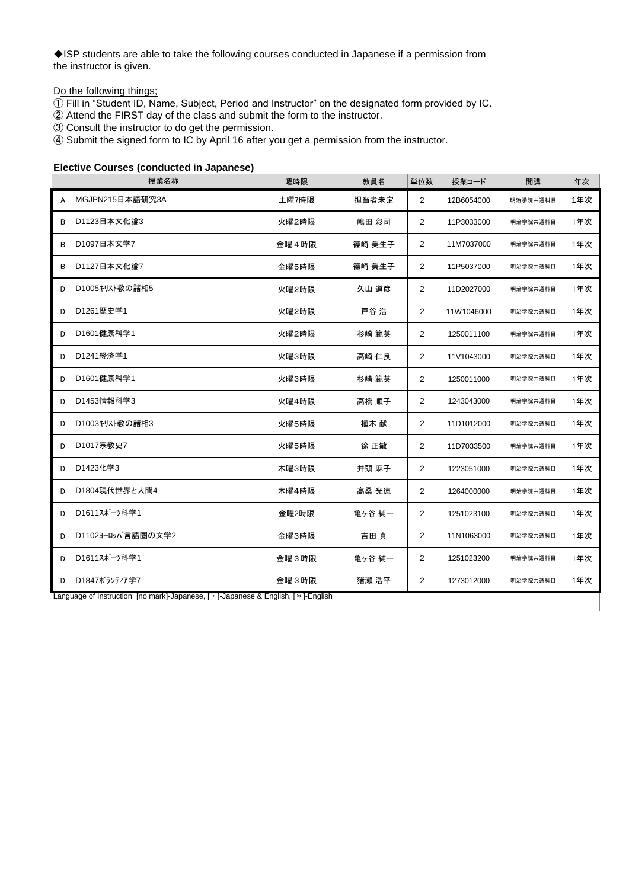◆ISP students are able to take the following courses conducted in Japanese if a permission from the instructor is given.

Do the following things;

① Fill in “Student ID, Name, Subject, Period and Instructor” on the designated form provided by IC.
② Attend the FIRST day of the class and submit the form to the instructor.
③ Consult the instructor to do get the permission.
④ Submit the signed form to IC by April 16 after you get a permission from the instructor.

**Elective Courses (conducted in Japanese)**

| | 授業名称 | 曜時限 | 教員名 | 単位数 | 授業コード | 開講 | 年次 |
|---|---|---|---|---|---|---|---|
| A | MGJPN215日本語研究3A | 土曜7時限 | 担当者未定 | 2 | 12B6054000 | 明治学院共通科目 | 1年次 |
| B | D1123日本文化論3 | 火曜2時限 | 嶋田 彩司 | 2 | 11P3033000 | 明治学院共通科目 | 1年次 |
| B | D1097日本文学7 | 金曜４時限 | 篠崎 美生子 | 2 | 11M7037000 | 明治学院共通科目 | 1年次 |
| B | D1127日本文化論7 | 金曜5時限 | 篠崎 美生子 | 2 | 11P5037000 | 明治学院共通科目 | 1年次 |
| D | D1005ｷﾘｽﾄ教の諸相5 | 火曜2時限 | 久山 道彦 | 2 | 11D2027000 | 明治学院共通科目 | 1年次 |
| D | D1261歴史学1 | 火曜2時限 | 戸谷 浩 | 2 | 11W1046000 | 明治学院共通科目 | 1年次 |
| D | D1601健康科学1 | 火曜2時限 | 杉崎 範英 | 2 | 1250011100 | 明治学院共通科目 | 1年次 |
| D | D1241経済学1 | 火曜3時限 | 高崎 仁良 | 2 | 11V1043000 | 明治学院共通科目 | 1年次 |
| D | D1601健康科学1 | 火曜3時限 | 杉崎 範英 | 2 | 1250011000 | 明治学院共通科目 | 1年次 |
| D | D1453情報科学3 | 火曜4時限 | 高橋 順子 | 2 | 1243043000 | 明治学院共通科目 | 1年次 |
| D | D1003ｷﾘｽﾄ教の諸相3 | 火曜5時限 | 植木 献 | 2 | 11D1012000 | 明治学院共通科目 | 1年次 |
| D | D1017宗教史7 | 火曜5時限 | 徐 正敏 | 2 | 11D7033500 | 明治学院共通科目 | 1年次 |
| D | D1423化学3 | 木曜3時限 | 井頭 麻子 | 2 | 1223051000 | 明治学院共通科目 | 1年次 |
| D | D1804現代世界と人間4 | 木曜4時限 | 高桑 光徳 | 2 | 1264000000 | 明治学院共通科目 | 1年次 |
| D | D1611ｽﾎﾟｰﾂ科学1 | 金曜2時限 | 亀ヶ谷 純一 | 2 | 1251023100 | 明治学院共通科目 | 1年次 |
| D | D11102ﾖｰﾛｯﾊﾟ言語圏の文学2 | 金曜3時限 | 吉田 真 | 2 | 11N1063000 | 明治学院共通科目 | 1年次 |
| D | D1611ｽﾎﾟｰﾂ科学1 | 金曜３時限 | 亀ヶ谷 純一 | 2 | 1251023200 | 明治学院共通科目 | 1年次 |
| D | D1847ﾎﾞﾗﾝﾃｨｱ学7 | 金曜３時限 | 猪瀬 浩平 | 2 | 1273012000 | 明治学院共通科目 | 1年次 |

Language of Instruction [no mark]-Japanese, [・]-Japanese & English, [＊]-English